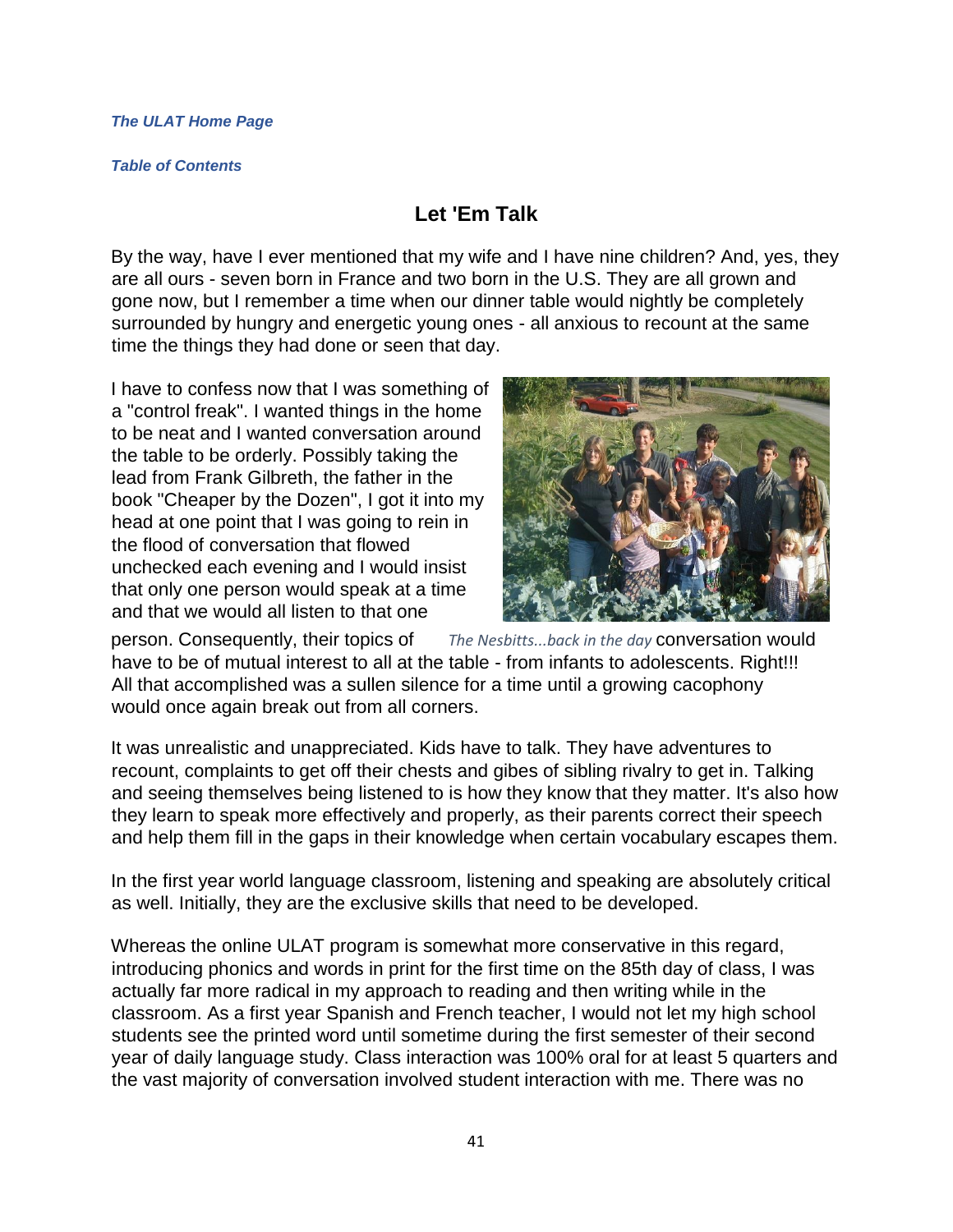*The ULAT Home Page*

*Table of Contents*

## Let 'Em Talk

By the way, have I ever mentioned that my wife and I have nine children? And, yes, they are all ours - seven born in France and two born in the U.S. They are all grown and gone now, but I remember a time when our dinner table would nightly be completely surrounded by hungry and energetic young ones - all anxious to recount at the same time the things they had done or seen that day.

I have to confess now that I was something of a "control freak". I wanted things in the home to be neat and I wanted conversation around the table to be orderly. Possibly taking the lead from Frank Gilbreth, the father in the book "Cheaper by the Dozen", I got it into my head at one point that I was going to rein in the flood of conversation that flowed unchecked each evening and I would insist that only one person would speak at a time and that we would all listen to that one person. Consequently, their topics of conversation would have to be of mutual interest to all at the table - from infants to adolescents. Right!!! All that accomplished was a sullen silence for a time until a growing cacophony would once again break out from all corners.

*The Nesbitts...back in the day*

It was unrealistic and unappreciated. Kids have to talk. They have adventures to recount, complaints to get off their chests and gibes of sibling rivalry to get in. Talking and seeing themselves being listened to is how they know that they matter. It's also how they learn to speak more effectively and properly, as their parents correct their speech and help them fill in the gaps in their knowledge when certain vocabulary escapes them.

In the first year world language classroom, listening and speaking are absolutely critical as well. Initially, they are the exclusive skills that need to be developed.

Whereas the online ULAT program is somewhat more conservative in this regard, introducing phonics and words in print for the first time on the 85th day of class, I was actually far more radical in my approach to reading and then writing while in the classroom. As a first year Spanish and French teacher, I would not let my high school students see the printed word until sometime during the first semester of their second year of daily language study. Class interaction was 100% oral for at least 5 quarters and the vast majority of conversation involved student interaction with me. There was no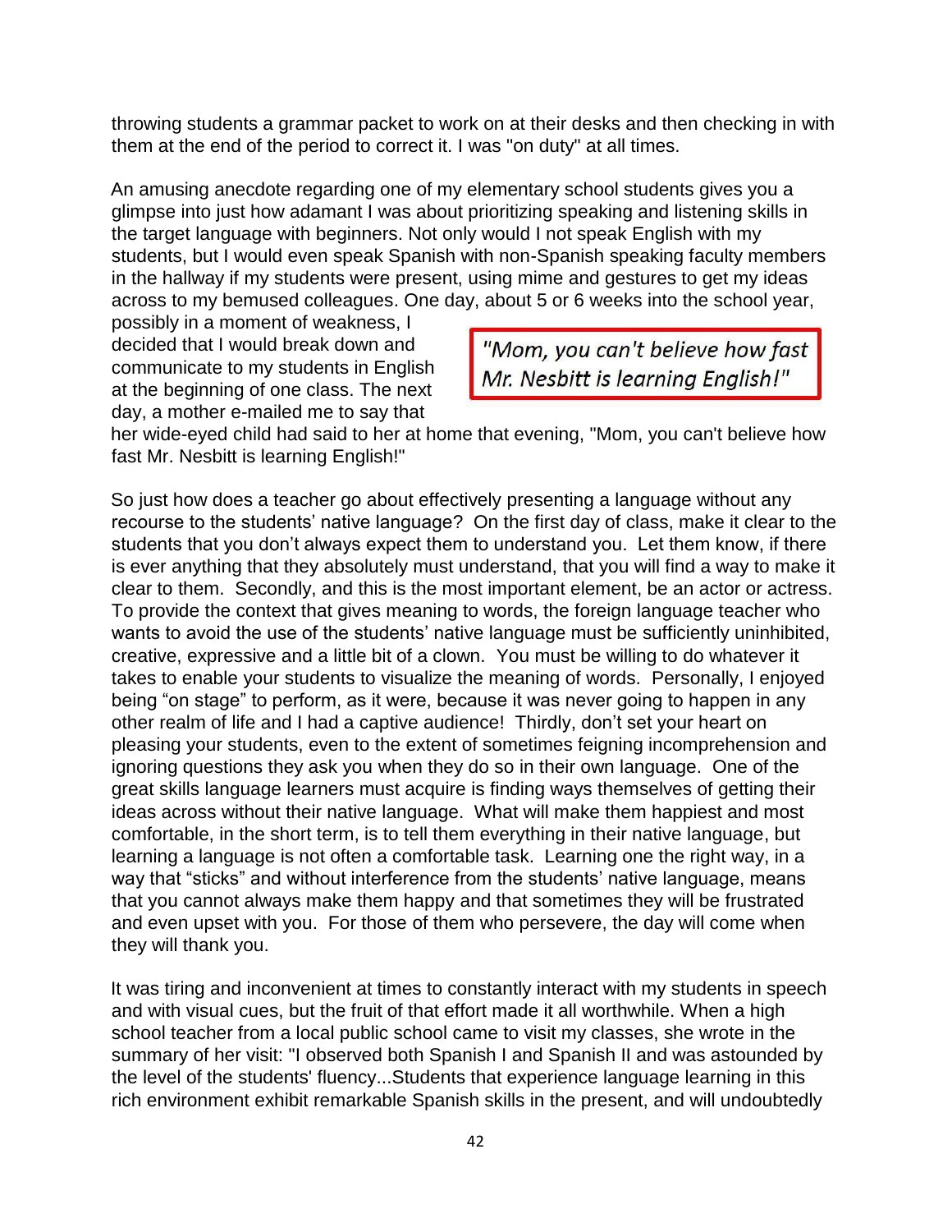throwing students a grammar packet to work on at their desks and then checking in with them at the end of the period to correct it. I was "on duty" at all times.

An amusing anecdote regarding one of my elementary school students gives you a glimpse into just how adamant I was about prioritizing speaking and listening skills in the target language with beginners. Not only would I not speak English with my students, but I would even speak Spanish with non-Spanish speaking faculty members in the hallway if my students were present, using mime and gestures to get my ideas across to my bemused colleagues. One day, about 5 or 6 weeks into the school year, possibly in a moment of weakness, I decided that I would break down and communicate to my students in English at the beginning of one class. The next day, a mother e-mailed me to say that her wide-eyed child had said to her at home that evening, "Mom, you can't believe how fast Mr. Nesbitt is learning English!"

> *"Mom, you can't believe how fast Mr. Nesbitt is learning English!"*

So just how does a teacher go about effectively presenting a language without any recourse to the students' native language? On the first day of class, make it clear to the students that you don't always expect them to understand you. Let them know, if there is ever anything that they absolutely must understand, that you will find a way to make it clear to them. Secondly, and this is the most important element, be an actor or actress. To provide the context that gives meaning to words, the foreign language teacher who wants to avoid the use of the students' native language must be sufficiently uninhibited, creative, expressive and a little bit of a clown. You must be willing to do whatever it takes to enable your students to visualize the meaning of words. Personally, I enjoyed being "on stage" to perform, as it were, because it was never going to happen in any other realm of life and I had a captive audience! Thirdly, don't set your heart on pleasing your students, even to the extent of sometimes feigning incomprehension and ignoring questions they ask you when they do so in their own language. One of the great skills language learners must acquire is finding ways themselves of getting their ideas across without their native language. What will make them happiest and most comfortable, in the short term, is to tell them everything in their native language, but learning a language is not often a comfortable task. Learning one the right way, in a way that "sticks" and without interference from the students' native language, means that you cannot always make them happy and that sometimes they will be frustrated and even upset with you. For those of them who persevere, the day will come when they will thank you.

It was tiring and inconvenient at times to constantly interact with my students in speech and with visual cues, but the fruit of that effort made it all worthwhile. When a high school teacher from a local public school came to visit my classes, she wrote in the summary of her visit: "I observed both Spanish I and Spanish II and was astounded by the level of the students' fluency...Students that experience language learning in this rich environment exhibit remarkable Spanish skills in the present, and will undoubtedly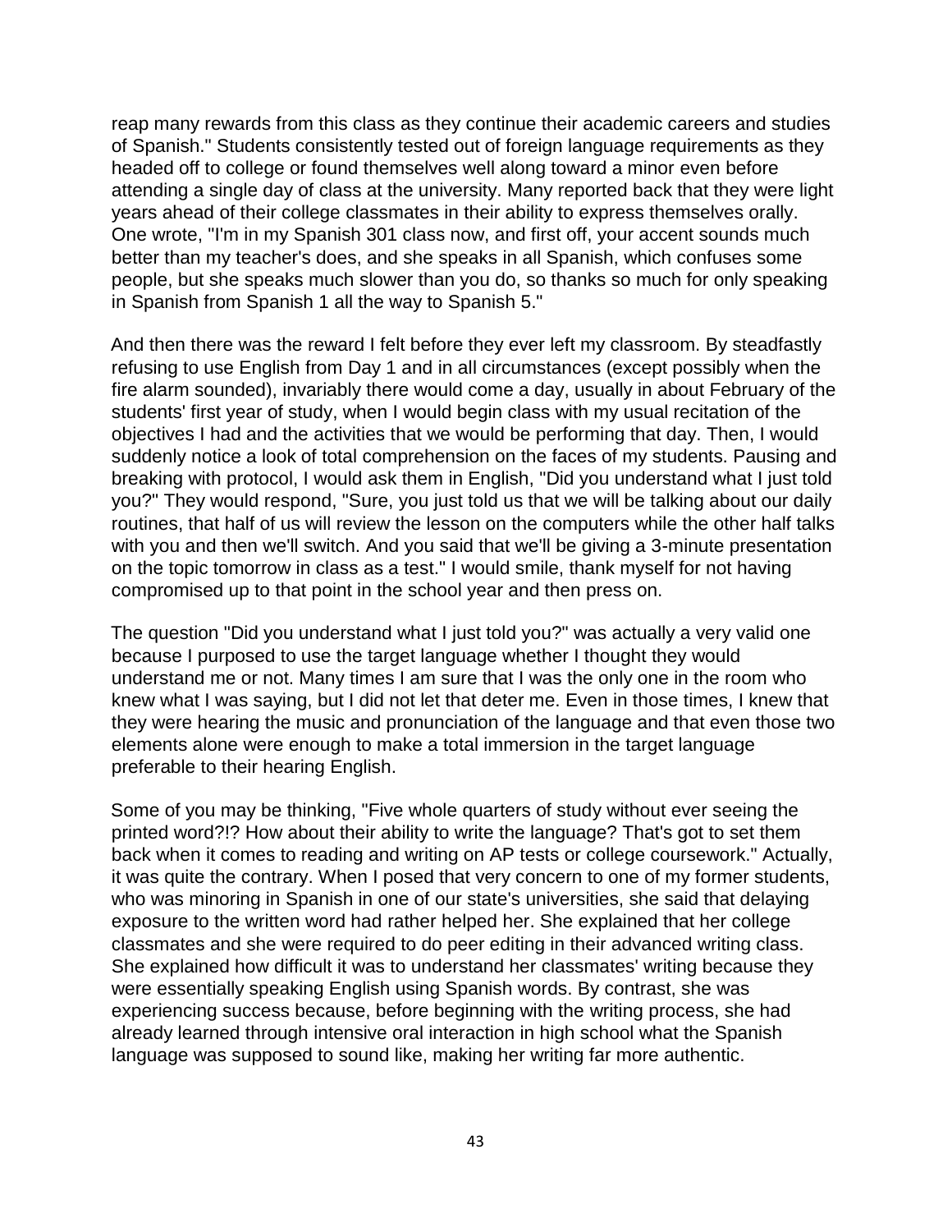reap many rewards from this class as they continue their academic careers and studies of Spanish." Students consistently tested out of foreign language requirements as they headed off to college or found themselves well along toward a minor even before attending a single day of class at the university. Many reported back that they were light years ahead of their college classmates in their ability to express themselves orally. One wrote, "I'm in my Spanish 301 class now, and first off, your accent sounds much better than my teacher's does, and she speaks in all Spanish, which confuses some people, but she speaks much slower than you do, so thanks so much for only speaking in Spanish from Spanish 1 all the way to Spanish 5."

And then there was the reward I felt before they ever left my classroom. By steadfastly refusing to use English from Day 1 and in all circumstances (except possibly when the fire alarm sounded), invariably there would come a day, usually in about February of the students' first year of study, when I would begin class with my usual recitation of the objectives I had and the activities that we would be performing that day. Then, I would suddenly notice a look of total comprehension on the faces of my students. Pausing and breaking with protocol, I would ask them in English, "Did you understand what I just told you?" They would respond, "Sure, you just told us that we will be talking about our daily routines, that half of us will review the lesson on the computers while the other half talks with you and then we'll switch. And you said that we'll be giving a 3-minute presentation on the topic tomorrow in class as a test." I would smile, thank myself for not having compromised up to that point in the school year and then press on.

The question "Did you understand what I just told you?" was actually a very valid one because I purposed to use the target language whether I thought they would understand me or not. Many times I am sure that I was the only one in the room who knew what I was saying, but I did not let that deter me. Even in those times, I knew that they were hearing the music and pronunciation of the language and that even those two elements alone were enough to make a total immersion in the target language preferable to their hearing English.

Some of you may be thinking, "Five whole quarters of study without ever seeing the printed word?!? How about their ability to write the language? That's got to set them back when it comes to reading and writing on AP tests or college coursework." Actually, it was quite the contrary. When I posed that very concern to one of my former students, who was minoring in Spanish in one of our state's universities, she said that delaying exposure to the written word had rather helped her. She explained that her college classmates and she were required to do peer editing in their advanced writing class. She explained how difficult it was to understand her classmates' writing because they were essentially speaking English using Spanish words. By contrast, she was experiencing success because, before beginning with the writing process, she had already learned through intensive oral interaction in high school what the Spanish language was supposed to sound like, making her writing far more authentic.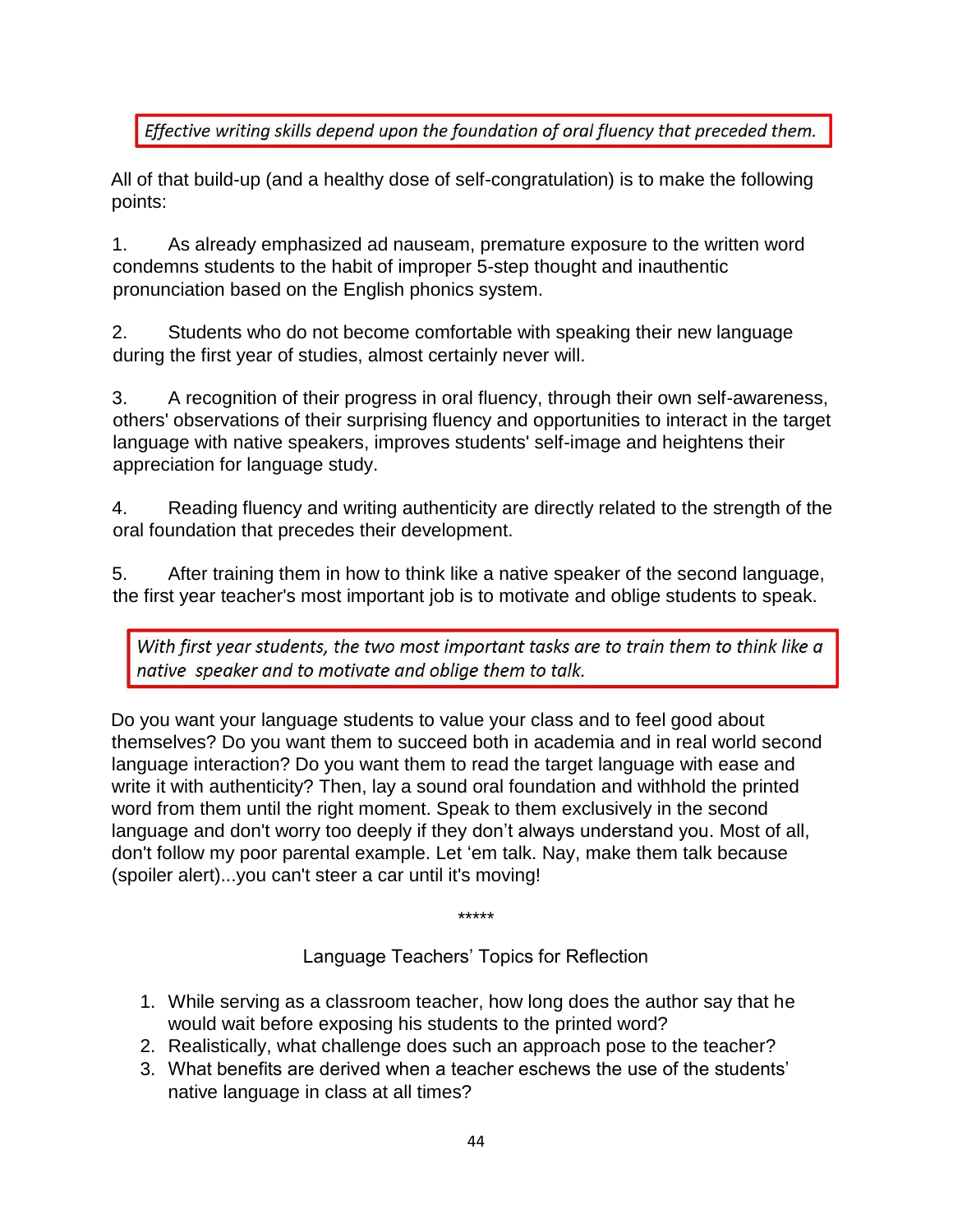> *Effective writing skills depend upon the foundation of oral fluency that preceded them.*

All of that build-up (and a healthy dose of self-congratulation) is to make the following points:

1. As already emphasized ad nauseam, premature exposure to the written word condemns students to the habit of improper 5-step thought and inauthentic pronunciation based on the English phonics system.

2. Students who do not become comfortable with speaking their new language during the first year of studies, almost certainly never will.

3. A recognition of their progress in oral fluency, through their own self-awareness, others' observations of their surprising fluency and opportunities to interact in the target language with native speakers, improves students' self-image and heightens their appreciation for language study.

4. Reading fluency and writing authenticity are directly related to the strength of the oral foundation that precedes their development.

5. After training them in how to think like a native speaker of the second language, the first year teacher's most important job is to motivate and oblige students to speak.

> *With first year students, the two most important tasks are to train them to think like a native speaker and to motivate and oblige them to talk.*

Do you want your language students to value your class and to feel good about themselves? Do you want them to succeed both in academia and in real world second language interaction? Do you want them to read the target language with ease and write it with authenticity? Then, lay a sound oral foundation and withhold the printed word from them until the right moment. Speak to them exclusively in the second language and don't worry too deeply if they don't always understand you. Most of all, don't follow my poor parental example. Let 'em talk. Nay, make them talk because (spoiler alert)...you can't steer a car until it's moving!

*****

Language Teachers' Topics for Reflection

1. While serving as a classroom teacher, how long does the author say that he would wait before exposing his students to the printed word?
2. Realistically, what challenge does such an approach pose to the teacher?
3. What benefits are derived when a teacher eschews the use of the students' native language in class at all times?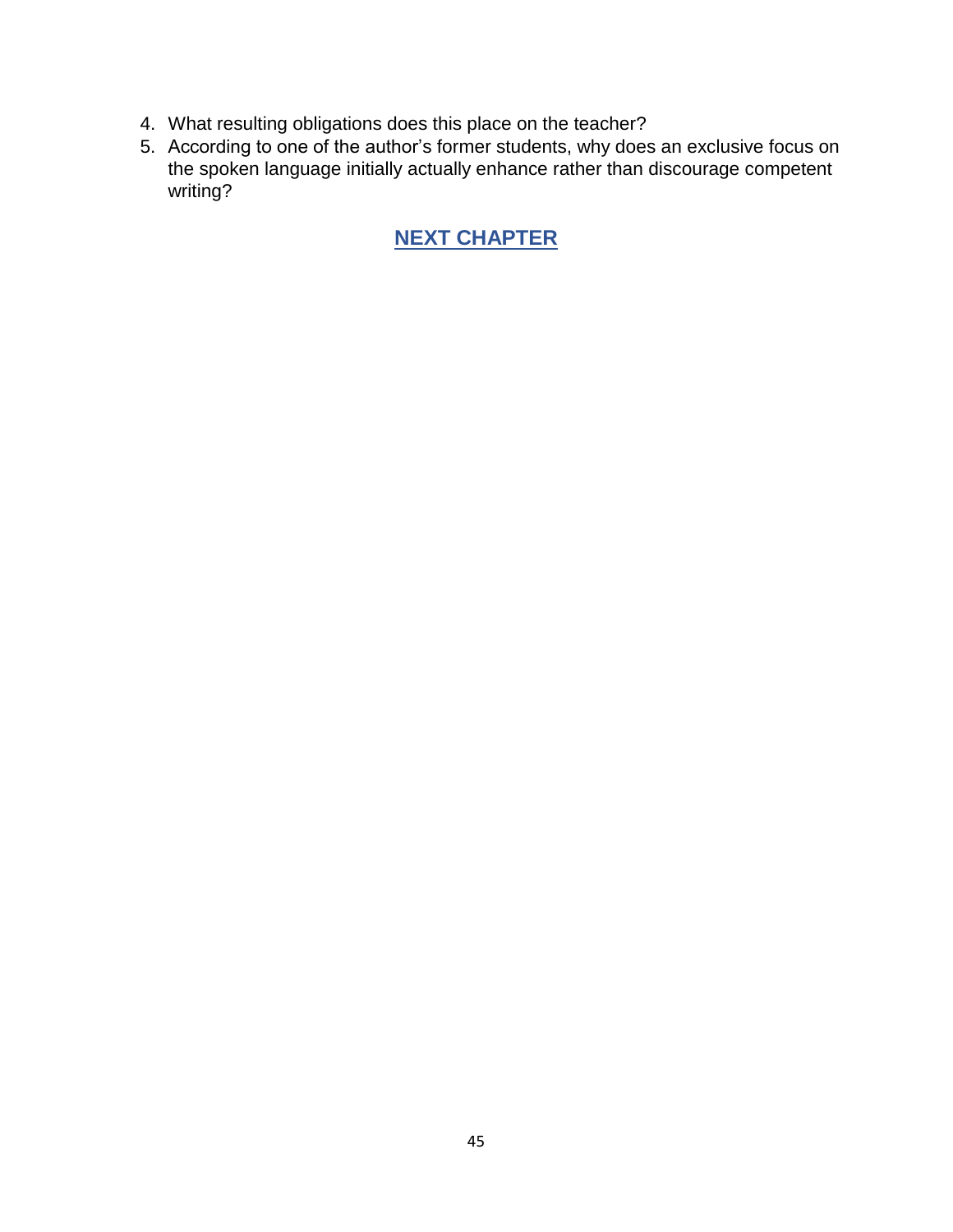4. What resulting obligations does this place on the teacher?
5. According to one of the author's former students, why does an exclusive focus on the spoken language initially actually enhance rather than discourage competent writing?

**NEXT CHAPTER**